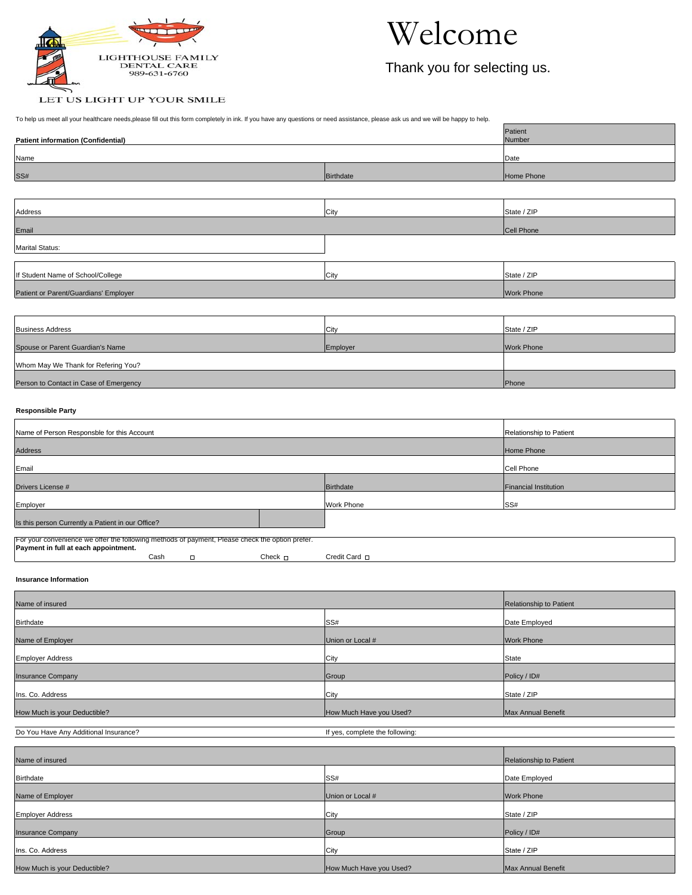LIGHTHOUSE FAMILY DENTAL CARE
989-631-6760

LET US LIGHT UP YOUR SMILE

# Welcome

Thank you for selecting us.

To help us meet all your healthcare needs,please fill out this form completely in ink. If you have any questions or need assistance, please ask us and we will be happy to help.

| **Patient information (Confidential)** | | Patient Number |
|---|---|---|
| Name | | Date |
| SS# | Birthdate | Home Phone |

| | | |
|---|---|---|
| Address | City | State / ZIP |
| Email | | Cell Phone |
| Marital Status: | | |

| | | |
|---|---|---|
| If Student Name of School/College | City | State / ZIP |
| Patient or Parent/Guardians' Employer | | Work Phone |

| | | |
|---|---|---|
| Business Address | City | State / ZIP |
| Spouse or Parent Guardian's Name | Employer | Work Phone |
| Whom May We Thank for Refering You? | | |
| Person to Contact in Case of Emergency | | Phone |

**Responsible Party**

| | | |
|---|---|---|
| Name of Person Responsble for this Account | | Relationship to Patient |
| Address | | Home Phone |
| Email | | Cell Phone |
| Drivers License # | Birthdate | Financial Institution |
| Employer | Work Phone | SS# |
| Is this person Currently a Patient in our Office? | | |

For your convenience we offer the following methods of payment, Please check the option prefer.
**Payment in full at each appointment.**
Cash ☐ Check ☐ Credit Card ☐

**Insurance Information**

| | | |
|---|---|---|
| Name of insured | | Relationship to Patient |
| Birthdate | SS# | Date Employed |
| Name of Employer | Union or Local # | Work Phone |
| Employer Address | City | State |
| Insurance Company | Group | Policy / ID# |
| Ins. Co. Address | City | State / ZIP |
| How Much is your Deductible? | How Much Have you Used? | Max Annual Benefit |

Do You Have Any Additional Insurance? If yes, complete the following:

| | | |
|---|---|---|
| Name of insured | | Relationship to Patient |
| Birthdate | SS# | Date Employed |
| Name of Employer | Union or Local # | Work Phone |
| Employer Address | City | State / ZIP |
| Insurance Company | Group | Policy / ID# |
| Ins. Co. Address | City | State / ZIP |
| How Much is your Deductible? | How Much Have you Used? | Max Annual Benefit |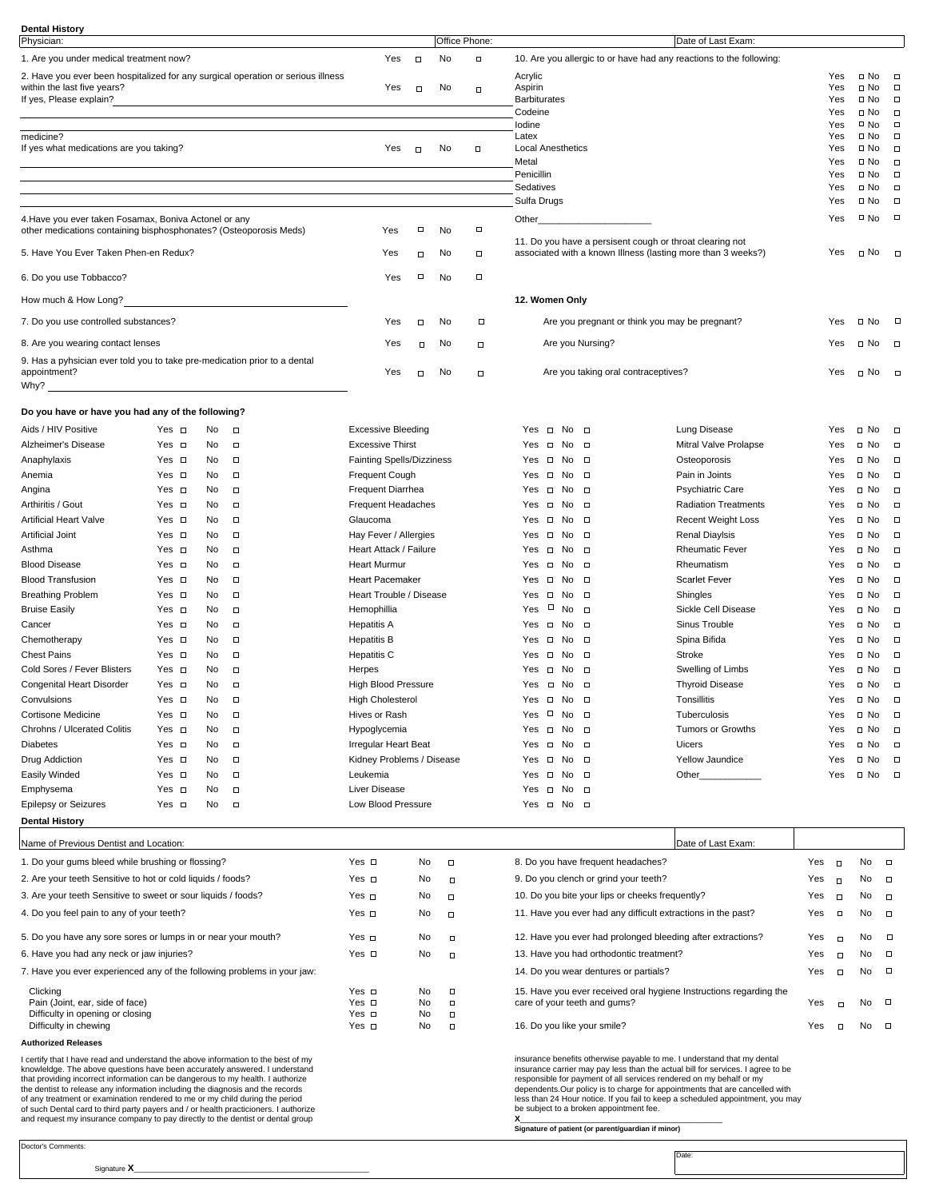**Dental History**

| Physician: | Office Phone: | Date of Last Exam: |
|---|---|---|

1. Are you under medical treatment now? Yes ☐ No ☐

2. Have you ever been hospitalized for any surgical operation or serious illness within the last five years? Yes ☐ No ☐
If yes, Please explain?

medicine?
If yes what medications are you taking? Yes ☐ No ☐

4.Have you ever taken Fosamax, Boniva Actonel or any other medications containing bisphosphonates? (Osteoporosis Meds) Yes ☐ No ☐

5. Have You Ever Taken Phen-en Redux? Yes ☐ No ☐

6. Do you use Tobbacco? Yes ☐ No ☐

How much & How Long?

7. Do you use controlled substances? Yes ☐ No ☐

8. Are you wearing contact lenses Yes ☐ No ☐

9. Has a pyhsician ever told you to take pre-medication prior to a dental appointment? Yes ☐ No ☐
Why?

10. Are you allergic to or have had any reactions to the following:

| | | |
|---|---|---|
| Acrylic | Yes ☐ | No ☐ |
| Aspirin | Yes ☐ | No ☐ |
| Barbiturates | Yes ☐ | No ☐ |
| Codeine | Yes ☐ | No ☐ |
| Iodine | Yes ☐ | No ☐ |
| Latex | Yes ☐ | No ☐ |
| Local Anesthetics | Yes ☐ | No ☐ |
| Metal | Yes ☐ | No ☐ |
| Penicillin | Yes ☐ | No ☐ |
| Sedatives | Yes ☐ | No ☐ |
| Sulfa Drugs | Yes ☐ | No ☐ |
| Other______________________ | Yes ☐ | No ☐ |

11. Do you have a persisent cough or throat clearing not associated with a known Illness (lasting more than 3 weeks?) Yes ☐ No ☐

**12. Women Only**

Are you pregnant or think you may be pregnant? Yes ☐ No ☐

Are you Nursing? Yes ☐ No ☐

Are you taking oral contraceptives? Yes ☐ No ☐

**Do you have or have you had any of the following?**

| | | | | | | | | |
|---|---|---|---|---|---|---|---|---|
| Aids / HIV Positive | Yes ☐ | No ☐ | Excessive Bleeding | Yes ☐ | No ☐ | Lung Disease | Yes ☐ | No ☐ |
| Alzheimer's Disease | Yes ☐ | No ☐ | Excessive Thirst | Yes ☐ | No ☐ | Mitral Valve Prolapse | Yes ☐ | No ☐ |
| Anaphylaxis | Yes ☐ | No ☐ | Fainting Spells/Dizziness | Yes ☐ | No ☐ | Osteoporosis | Yes ☐ | No ☐ |
| Anemia | Yes ☐ | No ☐ | Frequent Cough | Yes ☐ | No ☐ | Pain in Joints | Yes ☐ | No ☐ |
| Angina | Yes ☐ | No ☐ | Frequent Diarrhea | Yes ☐ | No ☐ | Psychiatric Care | Yes ☐ | No ☐ |
| Arthiritis / Gout | Yes ☐ | No ☐ | Frequent Headaches | Yes ☐ | No ☐ | Radiation Treatments | Yes ☐ | No ☐ |
| Artificial Heart Valve | Yes ☐ | No ☐ | Glaucoma | Yes ☐ | No ☐ | Recent Weight Loss | Yes ☐ | No ☐ |
| Artificial Joint | Yes ☐ | No ☐ | Hay Fever / Allergies | Yes ☐ | No ☐ | Renal Diaylsis | Yes ☐ | No ☐ |
| Asthma | Yes ☐ | No ☐ | Heart Attack / Failure | Yes ☐ | No ☐ | Rheumatic Fever | Yes ☐ | No ☐ |
| Blood Disease | Yes ☐ | No ☐ | Heart Murmur | Yes ☐ | No ☐ | Rheumatism | Yes ☐ | No ☐ |
| Blood Transfusion | Yes ☐ | No ☐ | Heart Pacemaker | Yes ☐ | No ☐ | Scarlet Fever | Yes ☐ | No ☐ |
| Breathing Problem | Yes ☐ | No ☐ | Heart Trouble / Disease | Yes ☐ | No ☐ | Shingles | Yes ☐ | No ☐ |
| Bruise Easily | Yes ☐ | No ☐ | Hemophillia | Yes ☐ | No ☐ | Sickle Cell Disease | Yes ☐ | No ☐ |
| Cancer | Yes ☐ | No ☐ | Hepatitis A | Yes ☐ | No ☐ | Sinus Trouble | Yes ☐ | No ☐ |
| Chemotherapy | Yes ☐ | No ☐ | Hepatitis B | Yes ☐ | No ☐ | Spina Bifida | Yes ☐ | No ☐ |
| Chest Pains | Yes ☐ | No ☐ | Hepatitis C | Yes ☐ | No ☐ | Stroke | Yes ☐ | No ☐ |
| Cold Sores / Fever Blisters | Yes ☐ | No ☐ | Herpes | Yes ☐ | No ☐ | Swelling of Limbs | Yes ☐ | No ☐ |
| Congenital Heart Disorder | Yes ☐ | No ☐ | High Blood Pressure | Yes ☐ | No ☐ | Thyroid Disease | Yes ☐ | No ☐ |
| Convulsions | Yes ☐ | No ☐ | High Cholesterol | Yes ☐ | No ☐ | Tonsillitis | Yes ☐ | No ☐ |
| Cortisone Medicine | Yes ☐ | No ☐ | Hives or Rash | Yes ☐ | No ☐ | Tuberculosis | Yes ☐ | No ☐ |
| Chrohns / Ulcerated Colitis | Yes ☐ | No ☐ | Hypoglycemia | Yes ☐ | No ☐ | Tumors or Growths | Yes ☐ | No ☐ |
| Diabetes | Yes ☐ | No ☐ | Irregular Heart Beat | Yes ☐ | No ☐ | Uicers | Yes ☐ | No ☐ |
| Drug Addiction | Yes ☐ | No ☐ | Kidney Problems / Disease | Yes ☐ | No ☐ | Yellow Jaundice | Yes ☐ | No ☐ |
| Easily Winded | Yes ☐ | No ☐ | Leukemia | Yes ☐ | No ☐ | Other____________ | Yes ☐ | No ☐ |
| Emphysema | Yes ☐ | No ☐ | Liver Disease | Yes ☐ | No ☐ | | | |
| Epilepsy or Seizures | Yes ☐ | No ☐ | Low Blood Pressure | Yes ☐ | No ☐ | | | |

**Dental History**

| Name of Previous Dentist and Location: | Date of Last Exam: |
|---|---|

1. Do your gums bleed while brushing or flossing? Yes ☐ No ☐
2. Are your teeth Sensitive to hot or cold liquids / foods? Yes ☐ No ☐
3. Are your teeth Sensitive to sweet or sour liquids / foods? Yes ☐ No ☐
4. Do you feel pain to any of your teeth? Yes ☐ No ☐
5. Do you have any sore sores or lumps in or near your mouth? Yes ☐ No ☐
6. Have you had any neck or jaw injuries? Yes ☐ No ☐
7. Have you ever experienced any of the following problems in your jaw:
   - Clicking Yes ☐ No ☐
   - Pain (Joint, ear, side of face) Yes ☐ No ☐
   - Difficulty in opening or closing Yes ☐ No ☐
   - Difficulty in chewing Yes ☐ No ☐
8. Do you have frequent headaches? Yes ☐ No ☐
9. Do you clench or grind your teeth? Yes ☐ No ☐
10. Do you bite your lips or cheeks frequently? Yes ☐ No ☐
11. Have you ever had any difficult extractions in the past? Yes ☐ No ☐
12. Have you ever had prolonged bleeding after extractions? Yes ☐ No ☐
13. Have you had orthodontic treatment? Yes ☐ No ☐
14. Do you wear dentures or partials? Yes ☐ No ☐
15. Have you ever received oral hygiene Instructions regarding the care of your teeth and gums? Yes ☐ No ☐
16. Do you like your smile? Yes ☐ No ☐

**Authorized Releases**

I certify that I have read and understand the above information to the best of my knowleldge. The above questions have been accurately answered. I understand that providing incorrect information can be dangerous to my health. I authorize the dentist to release any information including the diagnosis and the records of any treatment or examination rendered to me or my child during the period of such Dental card to third party payers and / or health practicioners. I authorize and request my insurance company to pay directly to the dentist or dental group insurance benefits otherwise payable to me. I understand that my dental insurance carrier may pay less than the actual bill for services. I agree to be responsible for payment of all services rendered on my behalf or my dependents.Our policy is to charge for appointments that are cancelled with less than 24 Hour notice. If you fail to keep a scheduled appointment, you may be subject to a broken appointment fee.

X_______________________________________

**Signature of patient (or parent/guardian if minor)**

Doctor's Comments:

Signature X_______________________________________

Date: